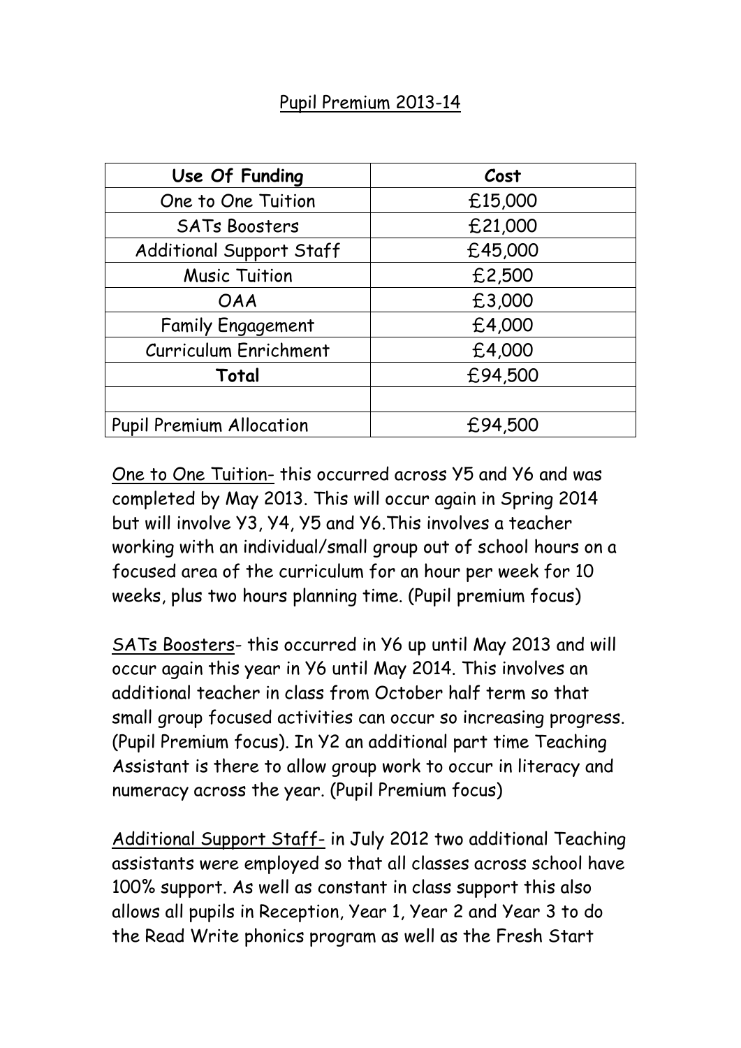## Pupil Premium 2013-14

| Use Of Funding | Cost |
|---|---|
| One to One Tuition | £15,000 |
| SATs Boosters | £21,000 |
| Additional Support Staff | £45,000 |
| Music Tuition | £2,500 |
| OAA | £3,000 |
| Family Engagement | £4,000 |
| Curriculum Enrichment | £4,000 |
| **Total** | £94,500 |
| | |
| Pupil Premium Allocation | £94,500 |

One to One Tuition- this occurred across Y5 and Y6 and was completed by May 2013. This will occur again in Spring 2014 but will involve Y3, Y4, Y5 and Y6.This involves a teacher working with an individual/small group out of school hours on a focused area of the curriculum for an hour per week for 10 weeks, plus two hours planning time. (Pupil premium focus)

SATs Boosters- this occurred in Y6 up until May 2013 and will occur again this year in Y6 until May 2014. This involves an additional teacher in class from October half term so that small group focused activities can occur so increasing progress. (Pupil Premium focus). In Y2 an additional part time Teaching Assistant is there to allow group work to occur in literacy and numeracy across the year. (Pupil Premium focus)

Additional Support Staff- in July 2012 two additional Teaching assistants were employed so that all classes across school have 100% support. As well as constant in class support this also allows all pupils in Reception, Year 1, Year 2 and Year 3 to do the Read Write phonics program as well as the Fresh Start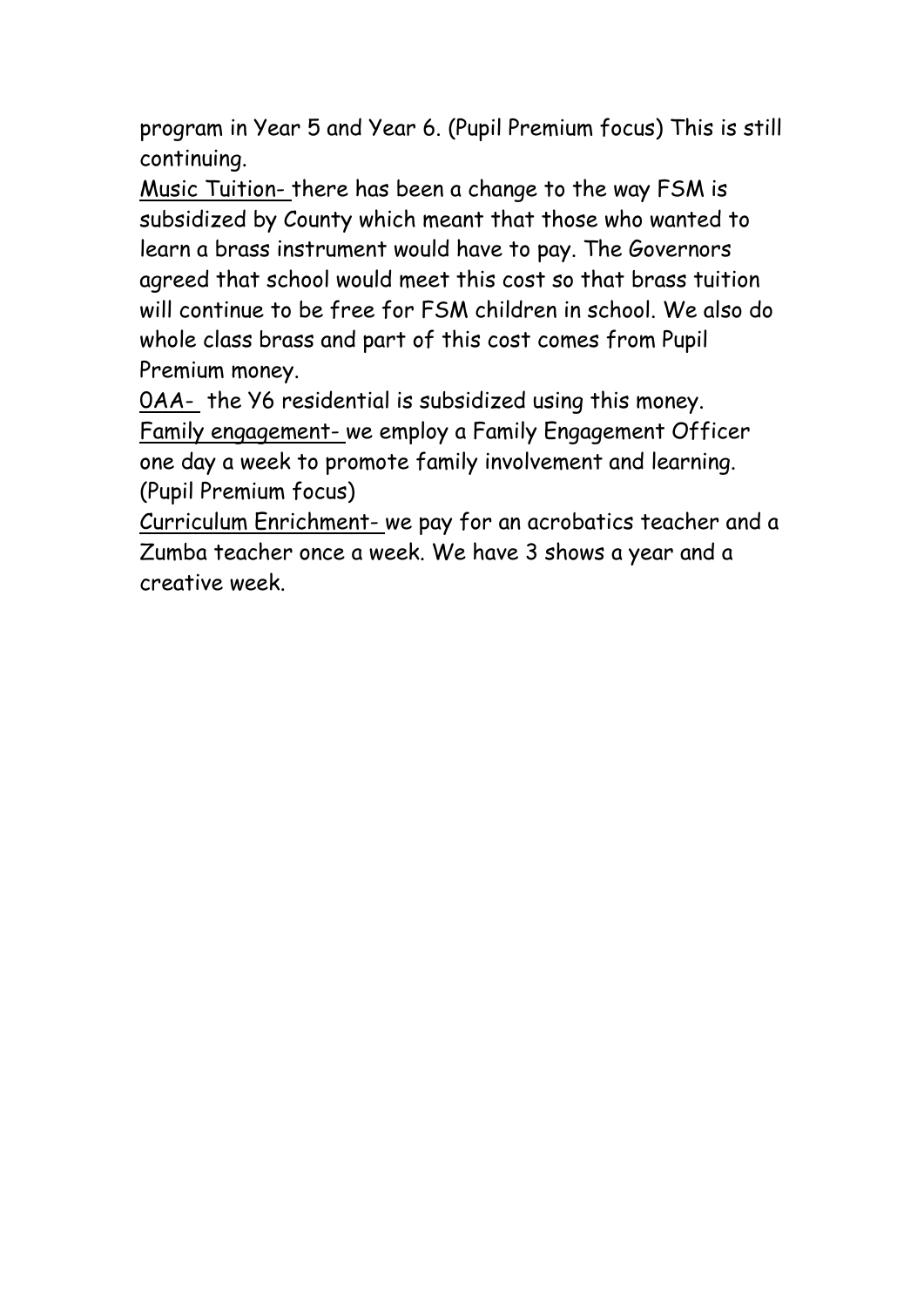program in Year 5 and Year 6. (Pupil Premium focus) This is still continuing.

<u>Music Tuition-</u> there has been a change to the way FSM is subsidized by County which meant that those who wanted to learn a brass instrument would have to pay. The Governors agreed that school would meet this cost so that brass tuition will continue to be free for FSM children in school. We also do whole class brass and part of this cost comes from Pupil Premium money.

<u>0AA-</u> the Y6 residential is subsidized using this money.

<u>Family engagement-</u> we employ a Family Engagement Officer one day a week to promote family involvement and learning. (Pupil Premium focus)

<u>Curriculum Enrichment-</u> we pay for an acrobatics teacher and a Zumba teacher once a week. We have 3 shows a year and a creative week.